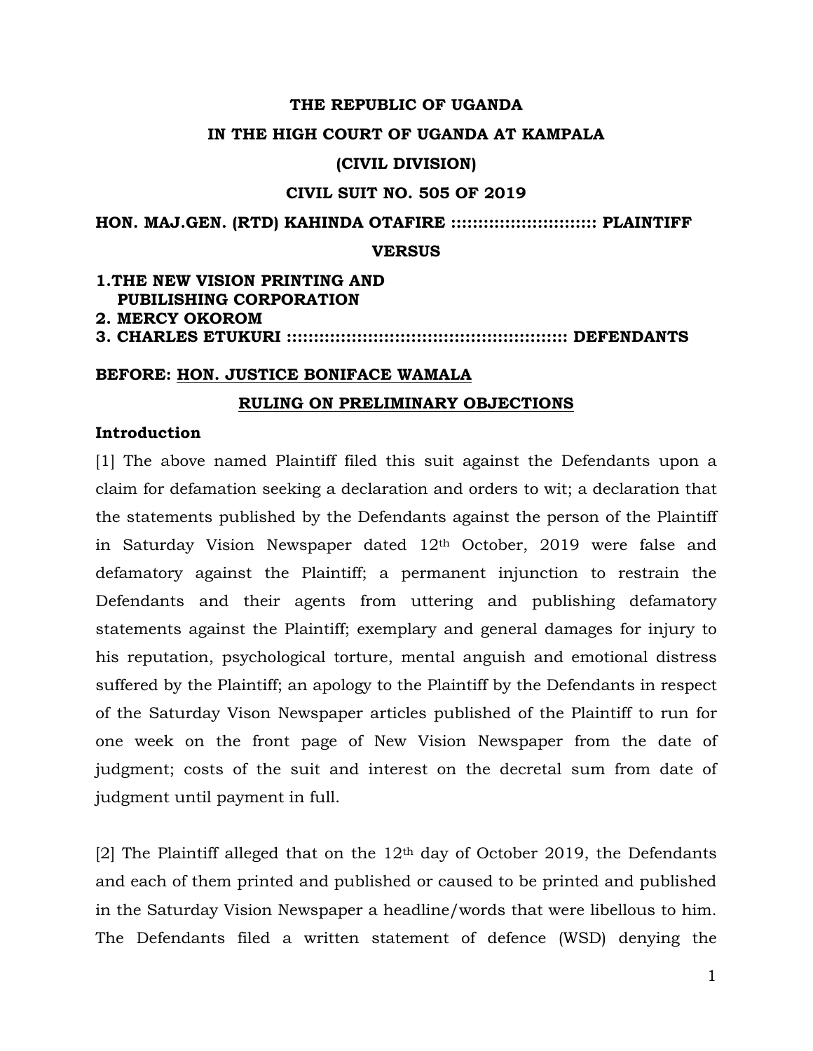**THE REPUBLIC OF UGANDA**

**IN THE HIGH COURT OF UGANDA AT KAMPALA**

**(CIVIL DIVISION)**

**CIVIL SUIT NO. 505 OF 2019**

**HON. MAJ.GEN. (RTD) KAHINDA OTAFIRE :::::::::::::::::::::::::: PLAINTIFF**

**VERSUS**

**1.THE NEW VISION PRINTING AND PUBILISHING CORPORATION**
**2. MERCY OKOROM**
**3. CHARLES ETUKURI :::::::::::::::::::::::::::::::::::::::::::::::::::: DEFENDANTS**

**BEFORE: HON. JUSTICE BONIFACE WAMALA**

**RULING ON PRELIMINARY OBJECTIONS**

**Introduction**

[1] The above named Plaintiff filed this suit against the Defendants upon a claim for defamation seeking a declaration and orders to wit; a declaration that the statements published by the Defendants against the person of the Plaintiff in Saturday Vision Newspaper dated 12th October, 2019 were false and defamatory against the Plaintiff; a permanent injunction to restrain the Defendants and their agents from uttering and publishing defamatory statements against the Plaintiff; exemplary and general damages for injury to his reputation, psychological torture, mental anguish and emotional distress suffered by the Plaintiff; an apology to the Plaintiff by the Defendants in respect of the Saturday Vison Newspaper articles published of the Plaintiff to run for one week on the front page of New Vision Newspaper from the date of judgment; costs of the suit and interest on the decretal sum from date of judgment until payment in full.

[2] The Plaintiff alleged that on the 12th day of October 2019, the Defendants and each of them printed and published or caused to be printed and published in the Saturday Vision Newspaper a headline/words that were libellous to him. The Defendants filed a written statement of defence (WSD) denying the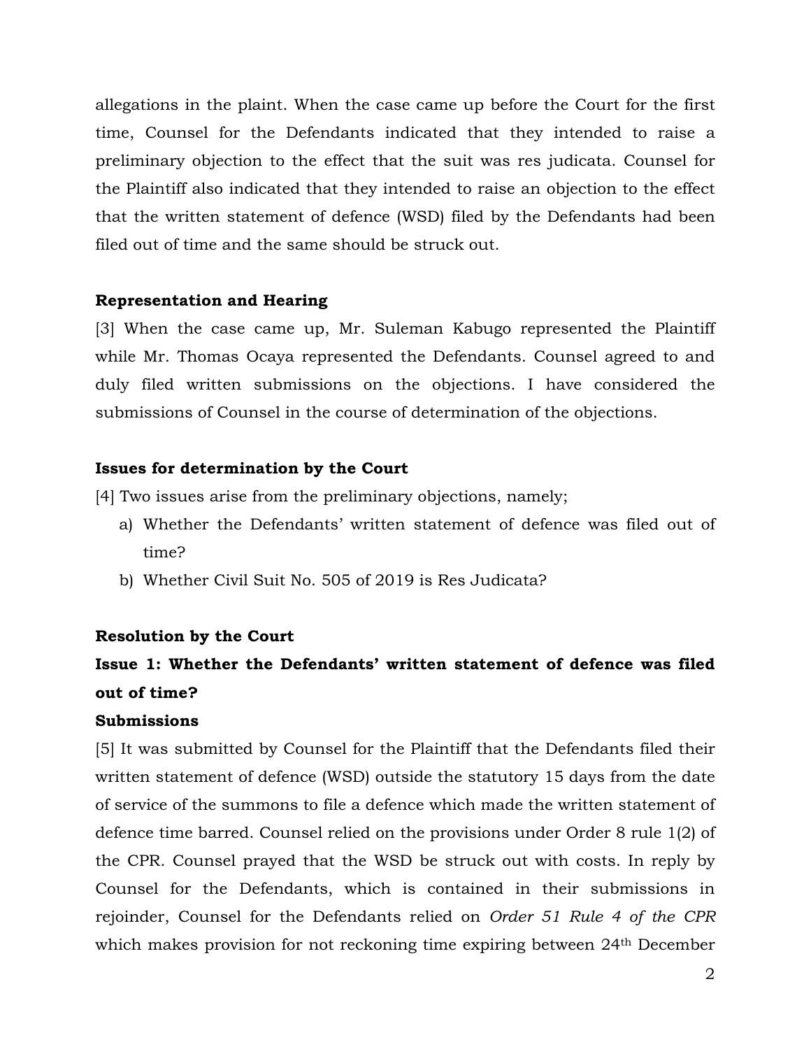allegations in the plaint. When the case came up before the Court for the first time, Counsel for the Defendants indicated that they intended to raise a preliminary objection to the effect that the suit was res judicata. Counsel for the Plaintiff also indicated that they intended to raise an objection to the effect that the written statement of defence (WSD) filed by the Defendants had been filed out of time and the same should be struck out.

**Representation and Hearing**

[3] When the case came up, Mr. Suleman Kabugo represented the Plaintiff while Mr. Thomas Ocaya represented the Defendants. Counsel agreed to and duly filed written submissions on the objections. I have considered the submissions of Counsel in the course of determination of the objections.

**Issues for determination by the Court**

[4] Two issues arise from the preliminary objections, namely;

a) Whether the Defendants' written statement of defence was filed out of time?
b) Whether Civil Suit No. 505 of 2019 is Res Judicata?

**Resolution by the Court**

**Issue 1: Whether the Defendants' written statement of defence was filed out of time?**

**Submissions**

[5] It was submitted by Counsel for the Plaintiff that the Defendants filed their written statement of defence (WSD) outside the statutory 15 days from the date of service of the summons to file a defence which made the written statement of defence time barred. Counsel relied on the provisions under Order 8 rule 1(2) of the CPR. Counsel prayed that the WSD be struck out with costs. In reply by Counsel for the Defendants, which is contained in their submissions in rejoinder, Counsel for the Defendants relied on *Order 51 Rule 4 of the CPR* which makes provision for not reckoning time expiring between 24th December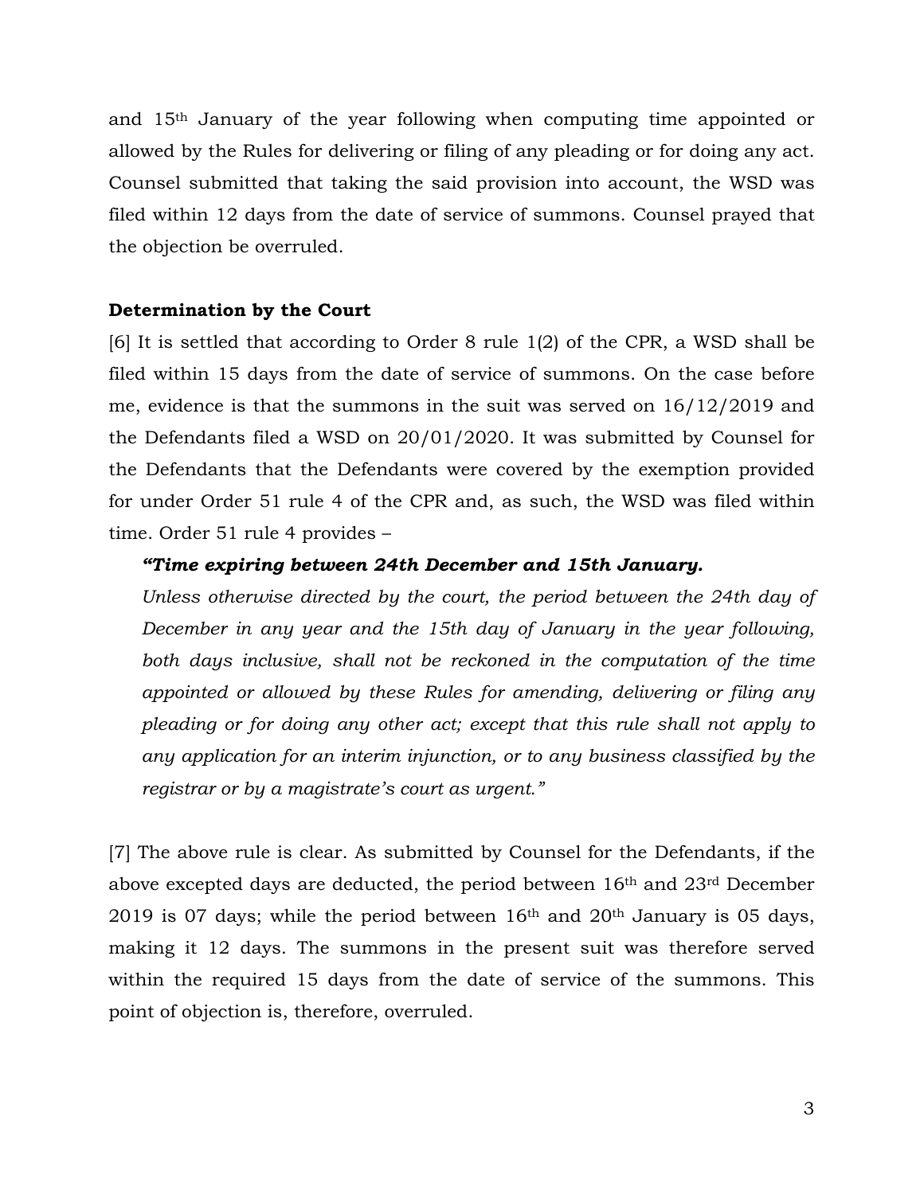and 15th January of the year following when computing time appointed or allowed by the Rules for delivering or filing of any pleading or for doing any act. Counsel submitted that taking the said provision into account, the WSD was filed within 12 days from the date of service of summons. Counsel prayed that the objection be overruled.

**Determination by the Court**

[6] It is settled that according to Order 8 rule 1(2) of the CPR, a WSD shall be filed within 15 days from the date of service of summons. On the case before me, evidence is that the summons in the suit was served on 16/12/2019 and the Defendants filed a WSD on 20/01/2020. It was submitted by Counsel for the Defendants that the Defendants were covered by the exemption provided for under Order 51 rule 4 of the CPR and, as such, the WSD was filed within time. Order 51 rule 4 provides –

> ***"Time expiring between 24th December and 15th January.***
>
> *Unless otherwise directed by the court, the period between the 24th day of December in any year and the 15th day of January in the year following, both days inclusive, shall not be reckoned in the computation of the time appointed or allowed by these Rules for amending, delivering or filing any pleading or for doing any other act; except that this rule shall not apply to any application for an interim injunction, or to any business classified by the registrar or by a magistrate's court as urgent."*

[7] The above rule is clear. As submitted by Counsel for the Defendants, if the above excepted days are deducted, the period between 16th and 23rd December 2019 is 07 days; while the period between 16th and 20th January is 05 days, making it 12 days. The summons in the present suit was therefore served within the required 15 days from the date of service of the summons. This point of objection is, therefore, overruled.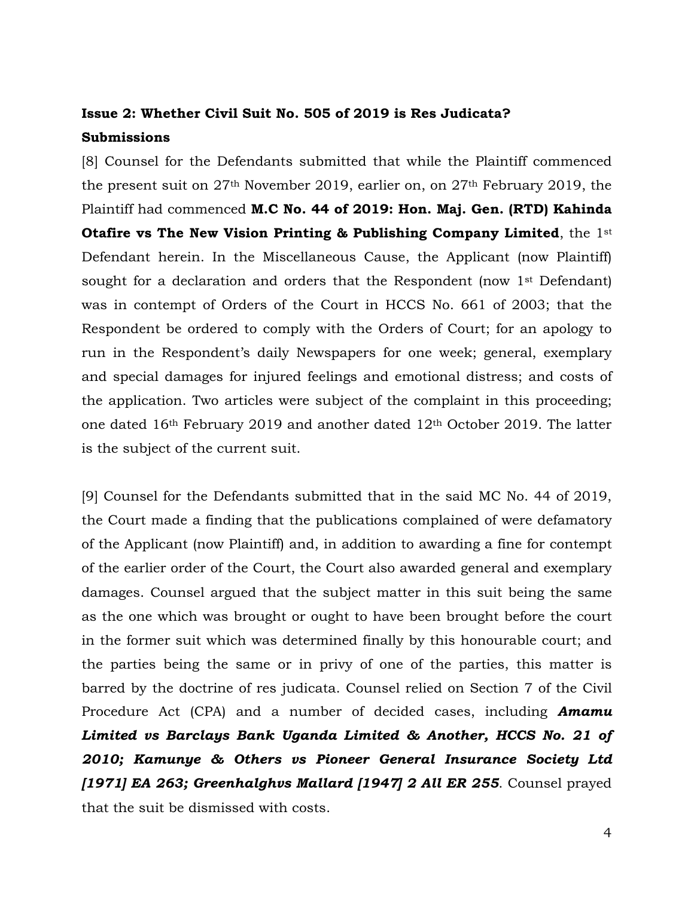**Issue 2: Whether Civil Suit No. 505 of 2019 is Res Judicata?**

**Submissions**

[8] Counsel for the Defendants submitted that while the Plaintiff commenced the present suit on 27th November 2019, earlier on, on 27th February 2019, the Plaintiff had commenced **M.C No. 44 of 2019: Hon. Maj. Gen. (RTD) Kahinda Otafire vs The New Vision Printing & Publishing Company Limited**, the 1st Defendant herein. In the Miscellaneous Cause, the Applicant (now Plaintiff) sought for a declaration and orders that the Respondent (now 1st Defendant) was in contempt of Orders of the Court in HCCS No. 661 of 2003; that the Respondent be ordered to comply with the Orders of Court; for an apology to run in the Respondent's daily Newspapers for one week; general, exemplary and special damages for injured feelings and emotional distress; and costs of the application. Two articles were subject of the complaint in this proceeding; one dated 16th February 2019 and another dated 12th October 2019. The latter is the subject of the current suit.

[9] Counsel for the Defendants submitted that in the said MC No. 44 of 2019, the Court made a finding that the publications complained of were defamatory of the Applicant (now Plaintiff) and, in addition to awarding a fine for contempt of the earlier order of the Court, the Court also awarded general and exemplary damages. Counsel argued that the subject matter in this suit being the same as the one which was brought or ought to have been brought before the court in the former suit which was determined finally by this honourable court; and the parties being the same or in privy of one of the parties, this matter is barred by the doctrine of res judicata. Counsel relied on Section 7 of the Civil Procedure Act (CPA) and a number of decided cases, including ***Amamu Limited vs Barclays Bank Uganda Limited & Another, HCCS No. 21 of 2010; Kamunye & Others vs Pioneer General Insurance Society Ltd [1971] EA 263; Greenhalghvs Mallard [1947] 2 All ER 255***. Counsel prayed that the suit be dismissed with costs.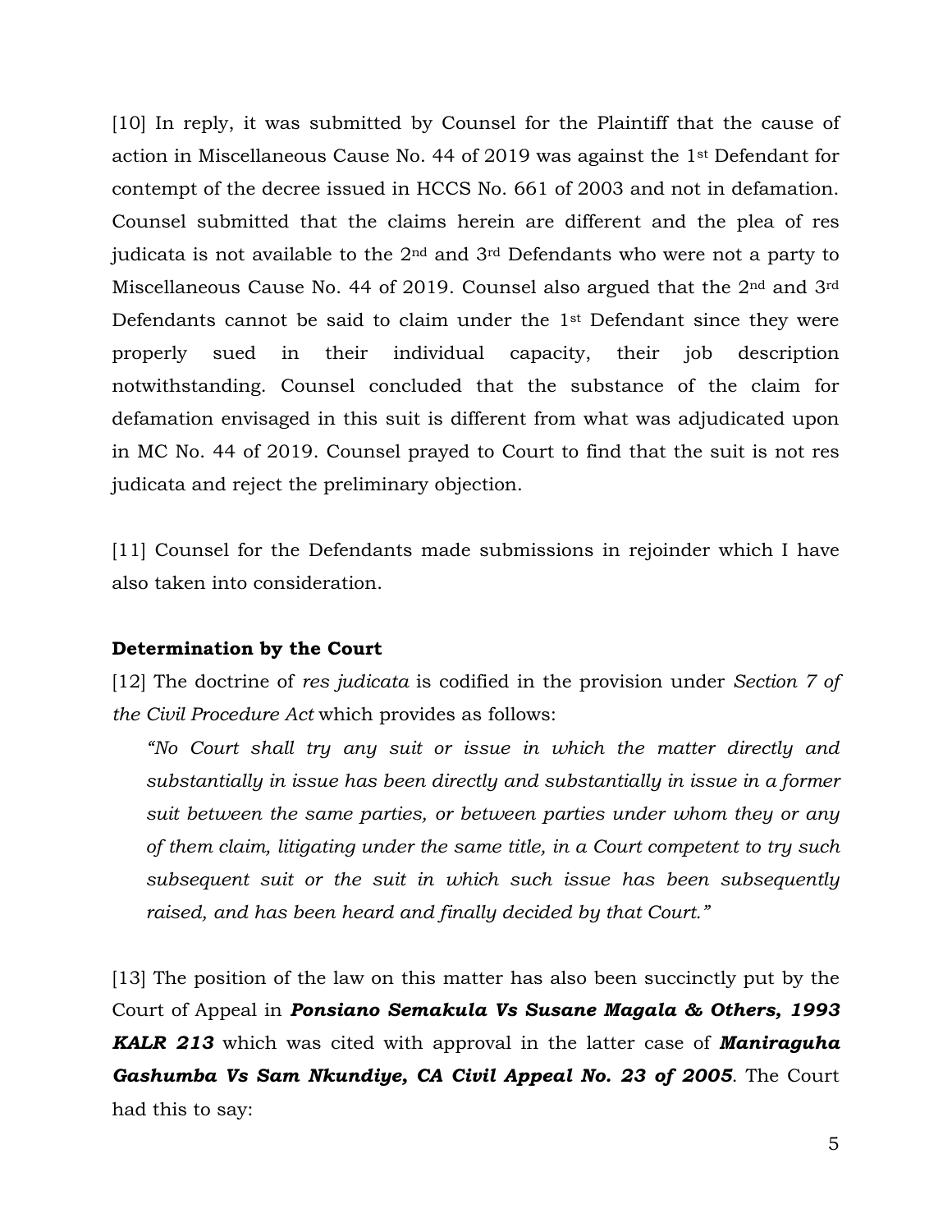[10] In reply, it was submitted by Counsel for the Plaintiff that the cause of action in Miscellaneous Cause No. 44 of 2019 was against the 1st Defendant for contempt of the decree issued in HCCS No. 661 of 2003 and not in defamation. Counsel submitted that the claims herein are different and the plea of res judicata is not available to the 2nd and 3rd Defendants who were not a party to Miscellaneous Cause No. 44 of 2019. Counsel also argued that the 2nd and 3rd Defendants cannot be said to claim under the 1st Defendant since they were properly sued in their individual capacity, their job description notwithstanding. Counsel concluded that the substance of the claim for defamation envisaged in this suit is different from what was adjudicated upon in MC No. 44 of 2019. Counsel prayed to Court to find that the suit is not res judicata and reject the preliminary objection.

[11] Counsel for the Defendants made submissions in rejoinder which I have also taken into consideration.

**Determination by the Court**

[12] The doctrine of *res judicata* is codified in the provision under *Section 7 of the Civil Procedure Act* which provides as follows:

> *"No Court shall try any suit or issue in which the matter directly and substantially in issue has been directly and substantially in issue in a former suit between the same parties, or between parties under whom they or any of them claim, litigating under the same title, in a Court competent to try such subsequent suit or the suit in which such issue has been subsequently raised, and has been heard and finally decided by that Court."*

[13] The position of the law on this matter has also been succinctly put by the Court of Appeal in ***Ponsiano Semakula Vs Susane Magala & Others, 1993 KALR 213*** which was cited with approval in the latter case of ***Maniraguha Gashumba Vs Sam Nkundiye, CA Civil Appeal No. 23 of 2005***. The Court had this to say: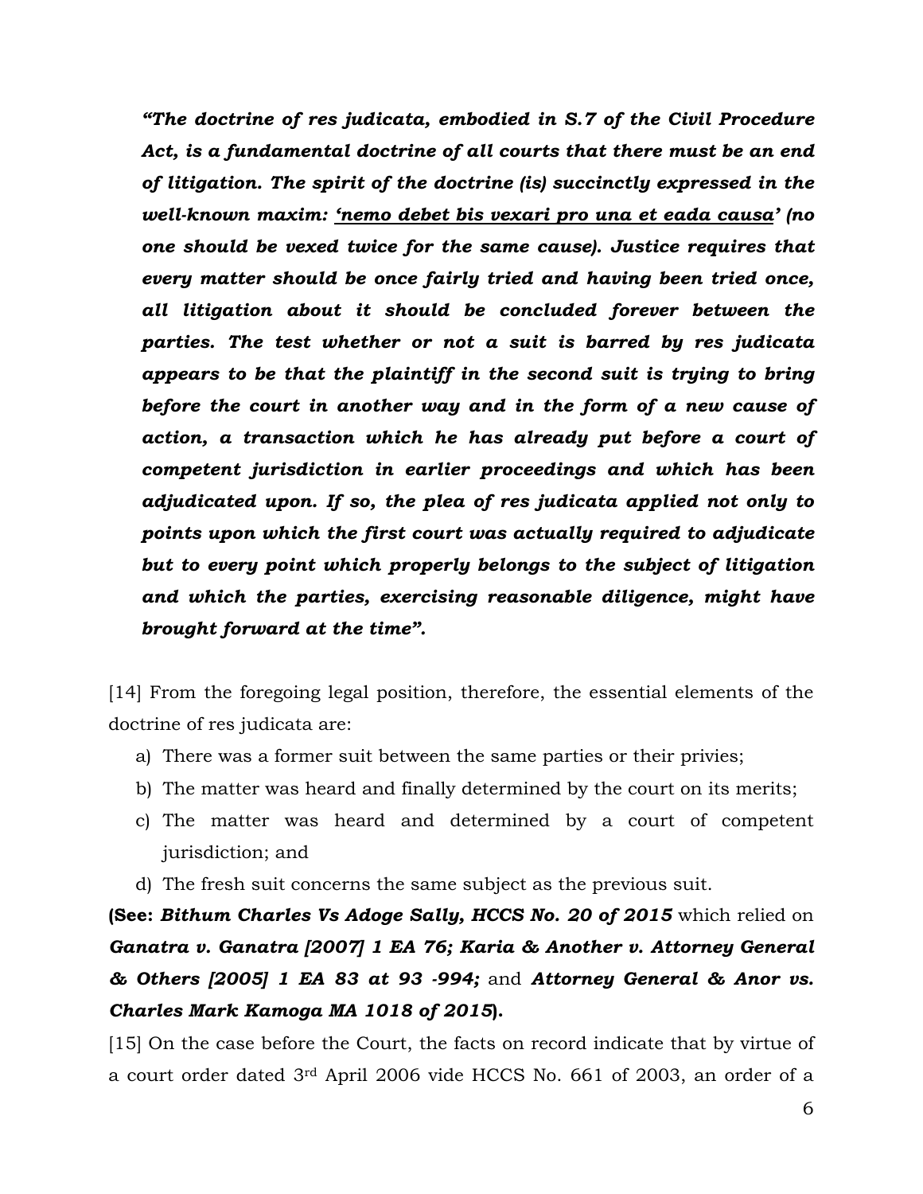***"The doctrine of res judicata, embodied in S.7 of the Civil Procedure Act, is a fundamental doctrine of all courts that there must be an end of litigation. The spirit of the doctrine (is) succinctly expressed in the well-known maxim: <u>'nemo debet bis vexari pro una et eada causa'</u> (no one should be vexed twice for the same cause). Justice requires that every matter should be once fairly tried and having been tried once, all litigation about it should be concluded forever between the parties. The test whether or not a suit is barred by res judicata appears to be that the plaintiff in the second suit is trying to bring before the court in another way and in the form of a new cause of action, a transaction which he has already put before a court of competent jurisdiction in earlier proceedings and which has been adjudicated upon. If so, the plea of res judicata applied not only to points upon which the first court was actually required to adjudicate but to every point which properly belongs to the subject of litigation and which the parties, exercising reasonable diligence, might have brought forward at the time".***

[14] From the foregoing legal position, therefore, the essential elements of the doctrine of res judicata are:

a) There was a former suit between the same parties or their privies;
b) The matter was heard and finally determined by the court on its merits;
c) The matter was heard and determined by a court of competent jurisdiction; and
d) The fresh suit concerns the same subject as the previous suit.

**(See: *Bithum Charles Vs Adoge Sally, HCCS No. 20 of 2015*** which relied on ***Ganatra v. Ganatra [2007] 1 EA 76; Karia & Another v. Attorney General & Others [2005] 1 EA 83 at 93 -994;*** and ***Attorney General & Anor vs. Charles Mark Kamoga MA 1018 of 2015*).**

[15] On the case before the Court, the facts on record indicate that by virtue of a court order dated 3rd April 2006 vide HCCS No. 661 of 2003, an order of a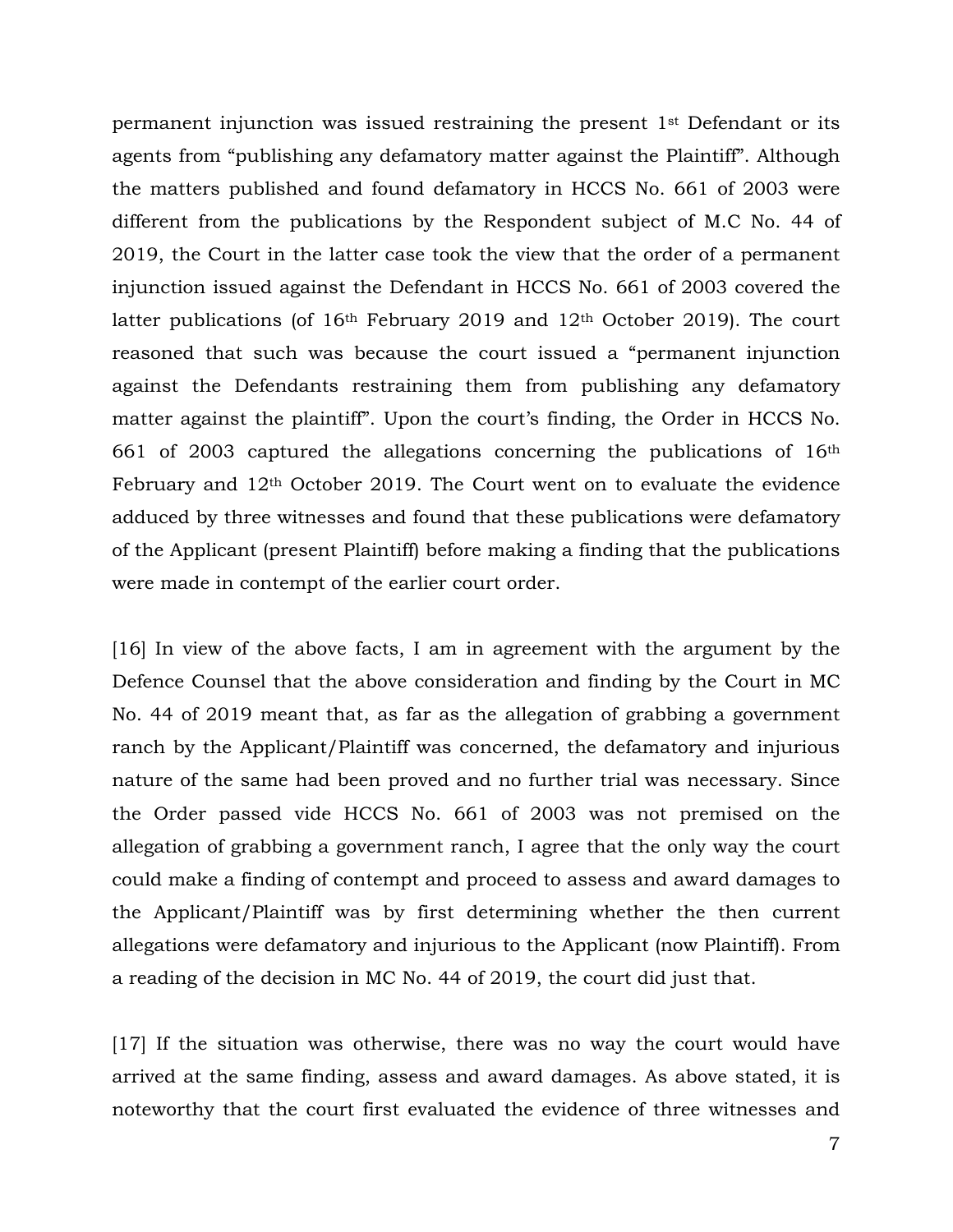permanent injunction was issued restraining the present 1st Defendant or its agents from "publishing any defamatory matter against the Plaintiff". Although the matters published and found defamatory in HCCS No. 661 of 2003 were different from the publications by the Respondent subject of M.C No. 44 of 2019, the Court in the latter case took the view that the order of a permanent injunction issued against the Defendant in HCCS No. 661 of 2003 covered the latter publications (of 16th February 2019 and 12th October 2019). The court reasoned that such was because the court issued a "permanent injunction against the Defendants restraining them from publishing any defamatory matter against the plaintiff". Upon the court's finding, the Order in HCCS No. 661 of 2003 captured the allegations concerning the publications of 16th February and 12th October 2019. The Court went on to evaluate the evidence adduced by three witnesses and found that these publications were defamatory of the Applicant (present Plaintiff) before making a finding that the publications were made in contempt of the earlier court order.

[16] In view of the above facts, I am in agreement with the argument by the Defence Counsel that the above consideration and finding by the Court in MC No. 44 of 2019 meant that, as far as the allegation of grabbing a government ranch by the Applicant/Plaintiff was concerned, the defamatory and injurious nature of the same had been proved and no further trial was necessary. Since the Order passed vide HCCS No. 661 of 2003 was not premised on the allegation of grabbing a government ranch, I agree that the only way the court could make a finding of contempt and proceed to assess and award damages to the Applicant/Plaintiff was by first determining whether the then current allegations were defamatory and injurious to the Applicant (now Plaintiff). From a reading of the decision in MC No. 44 of 2019, the court did just that.

[17] If the situation was otherwise, there was no way the court would have arrived at the same finding, assess and award damages. As above stated, it is noteworthy that the court first evaluated the evidence of three witnesses and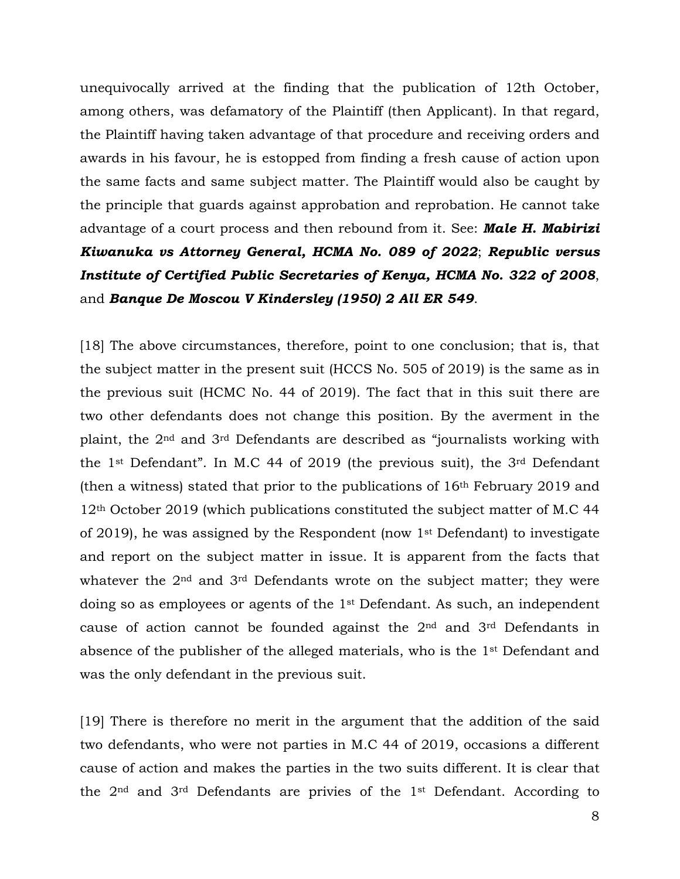unequivocally arrived at the finding that the publication of 12th October, among others, was defamatory of the Plaintiff (then Applicant). In that regard, the Plaintiff having taken advantage of that procedure and receiving orders and awards in his favour, he is estopped from finding a fresh cause of action upon the same facts and same subject matter. The Plaintiff would also be caught by the principle that guards against approbation and reprobation. He cannot take advantage of a court process and then rebound from it. See: ***Male H. Mabirizi Kiwanuka vs Attorney General, HCMA No. 089 of 2022***; ***Republic versus Institute of Certified Public Secretaries of Kenya, HCMA No. 322 of 2008***, and ***Banque De Moscou V Kindersley (1950) 2 All ER 549***.

[18] The above circumstances, therefore, point to one conclusion; that is, that the subject matter in the present suit (HCCS No. 505 of 2019) is the same as in the previous suit (HCMC No. 44 of 2019). The fact that in this suit there are two other defendants does not change this position. By the averment in the plaint, the 2nd and 3rd Defendants are described as "journalists working with the 1st Defendant". In M.C 44 of 2019 (the previous suit), the 3rd Defendant (then a witness) stated that prior to the publications of 16th February 2019 and 12th October 2019 (which publications constituted the subject matter of M.C 44 of 2019), he was assigned by the Respondent (now 1st Defendant) to investigate and report on the subject matter in issue. It is apparent from the facts that whatever the 2nd and 3rd Defendants wrote on the subject matter; they were doing so as employees or agents of the 1st Defendant. As such, an independent cause of action cannot be founded against the 2nd and 3rd Defendants in absence of the publisher of the alleged materials, who is the 1st Defendant and was the only defendant in the previous suit.

[19] There is therefore no merit in the argument that the addition of the said two defendants, who were not parties in M.C 44 of 2019, occasions a different cause of action and makes the parties in the two suits different. It is clear that the 2nd and 3rd Defendants are privies of the 1st Defendant. According to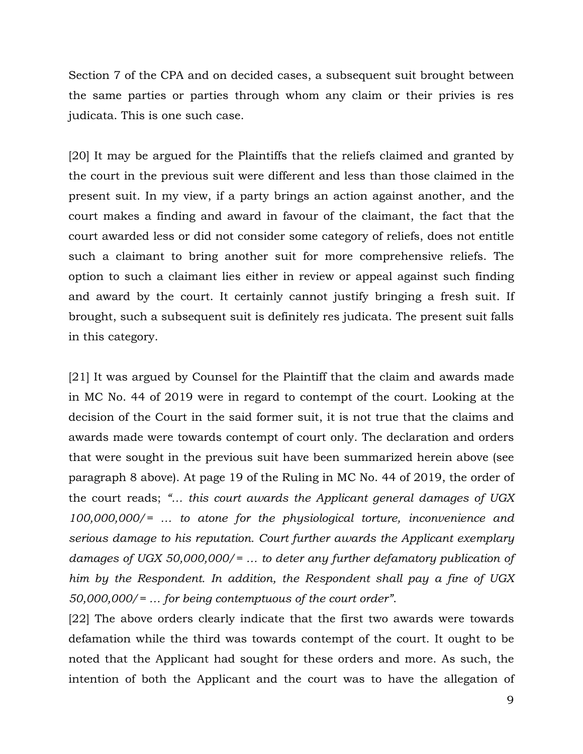Section 7 of the CPA and on decided cases, a subsequent suit brought between the same parties or parties through whom any claim or their privies is res judicata. This is one such case.

[20] It may be argued for the Plaintiffs that the reliefs claimed and granted by the court in the previous suit were different and less than those claimed in the present suit. In my view, if a party brings an action against another, and the court makes a finding and award in favour of the claimant, the fact that the court awarded less or did not consider some category of reliefs, does not entitle such a claimant to bring another suit for more comprehensive reliefs. The option to such a claimant lies either in review or appeal against such finding and award by the court. It certainly cannot justify bringing a fresh suit. If brought, such a subsequent suit is definitely res judicata. The present suit falls in this category.

[21] It was argued by Counsel for the Plaintiff that the claim and awards made in MC No. 44 of 2019 were in regard to contempt of the court. Looking at the decision of the Court in the said former suit, it is not true that the claims and awards made were towards contempt of court only. The declaration and orders that were sought in the previous suit have been summarized herein above (see paragraph 8 above). At page 19 of the Ruling in MC No. 44 of 2019, the order of the court reads; *"… this court awards the Applicant general damages of UGX 100,000,000/= … to atone for the physiological torture, inconvenience and serious damage to his reputation. Court further awards the Applicant exemplary damages of UGX 50,000,000/= … to deter any further defamatory publication of him by the Respondent. In addition, the Respondent shall pay a fine of UGX 50,000,000/= … for being contemptuous of the court order"*.

[22] The above orders clearly indicate that the first two awards were towards defamation while the third was towards contempt of the court. It ought to be noted that the Applicant had sought for these orders and more. As such, the intention of both the Applicant and the court was to have the allegation of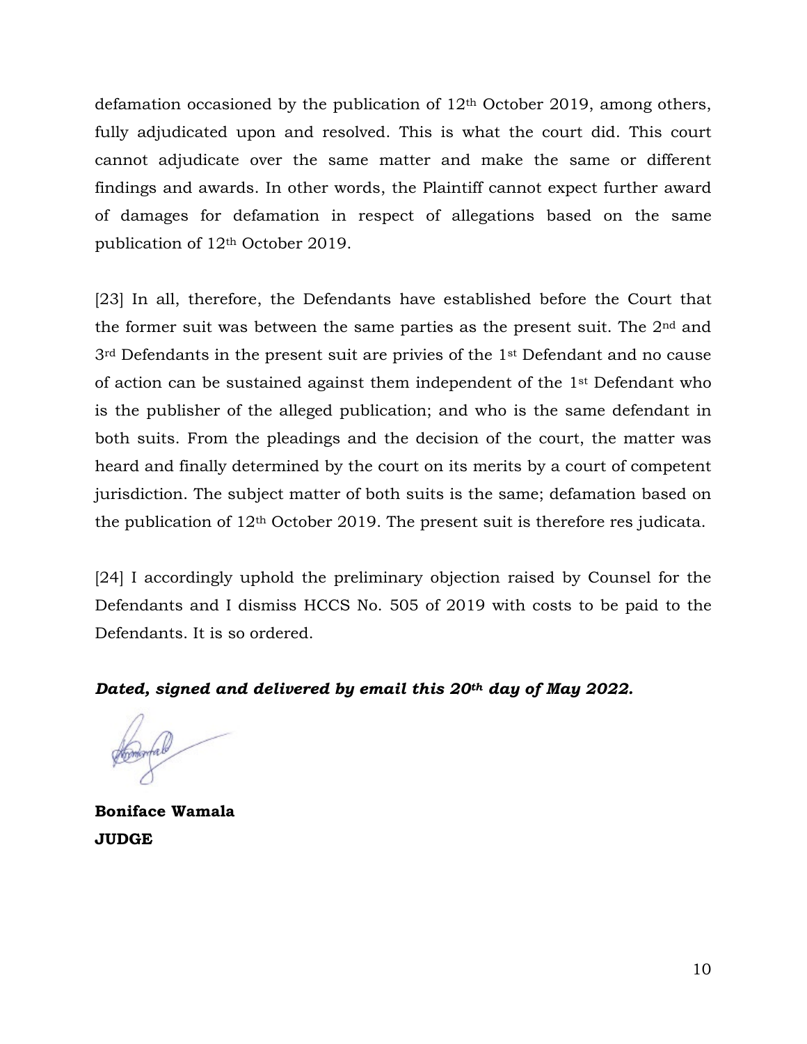defamation occasioned by the publication of 12th October 2019, among others, fully adjudicated upon and resolved. This is what the court did. This court cannot adjudicate over the same matter and make the same or different findings and awards. In other words, the Plaintiff cannot expect further award of damages for defamation in respect of allegations based on the same publication of 12th October 2019.

[23] In all, therefore, the Defendants have established before the Court that the former suit was between the same parties as the present suit. The 2nd and 3rd Defendants in the present suit are privies of the 1st Defendant and no cause of action can be sustained against them independent of the 1st Defendant who is the publisher of the alleged publication; and who is the same defendant in both suits. From the pleadings and the decision of the court, the matter was heard and finally determined by the court on its merits by a court of competent jurisdiction. The subject matter of both suits is the same; defamation based on the publication of 12th October 2019. The present suit is therefore res judicata.

[24] I accordingly uphold the preliminary objection raised by Counsel for the Defendants and I dismiss HCCS No. 505 of 2019 with costs to be paid to the Defendants. It is so ordered.

***Dated, signed and delivered by email this 20th day of May 2022.***

**Boniface Wamala**
**JUDGE**